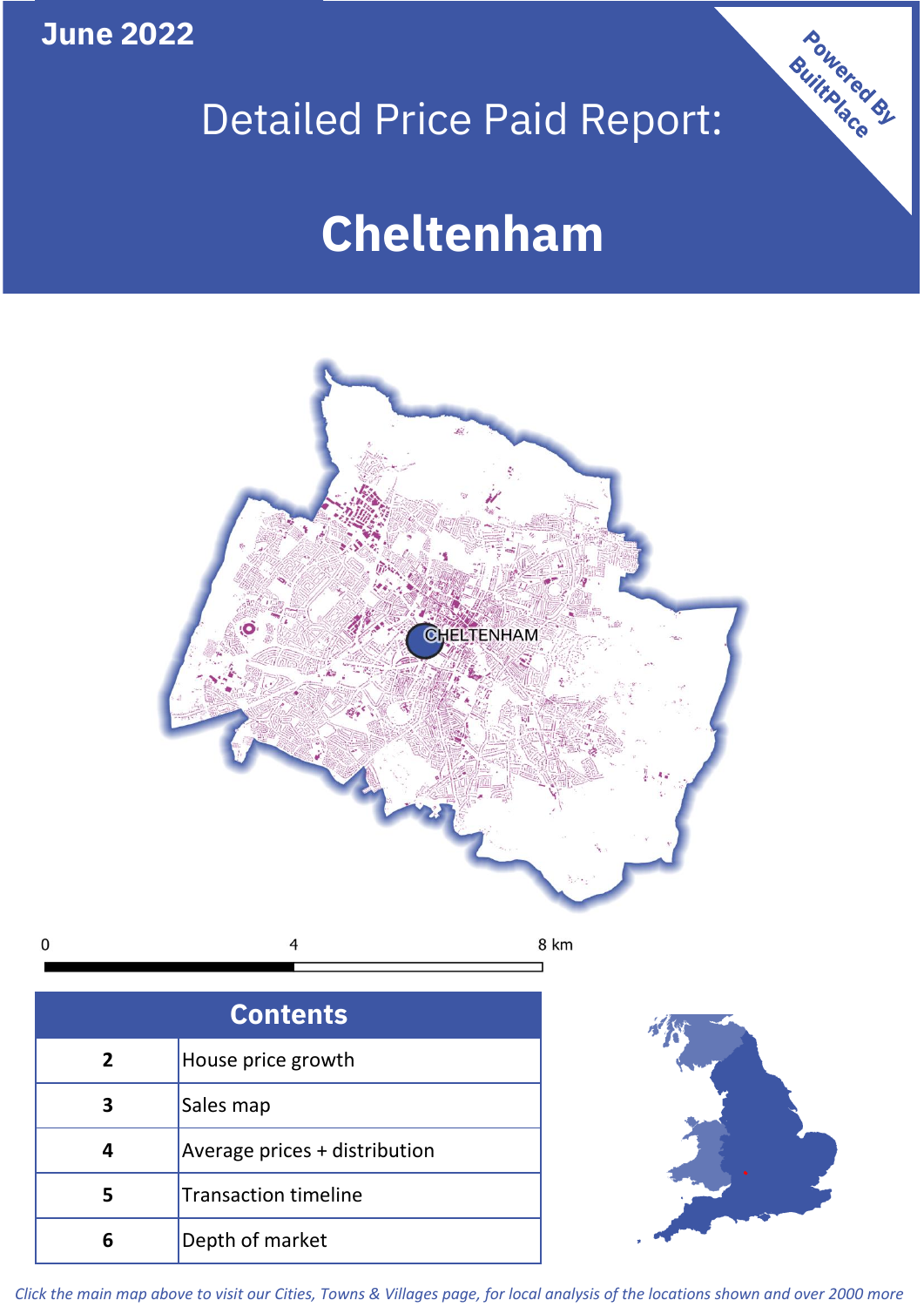June 2022

# Detailed Price Paid Report:

# Cheltenham

Powered By BuiltPlace

| Contents | |
|---|---|
| 2 | House price growth |
| 3 | Sales map |
| 4 | Average prices + distribution |
| 5 | Transaction timeline |
| 6 | Depth of market |

*Click the main map above to visit our Cities, Towns & Villages page, for local analysis of the locations shown and over 2000 more*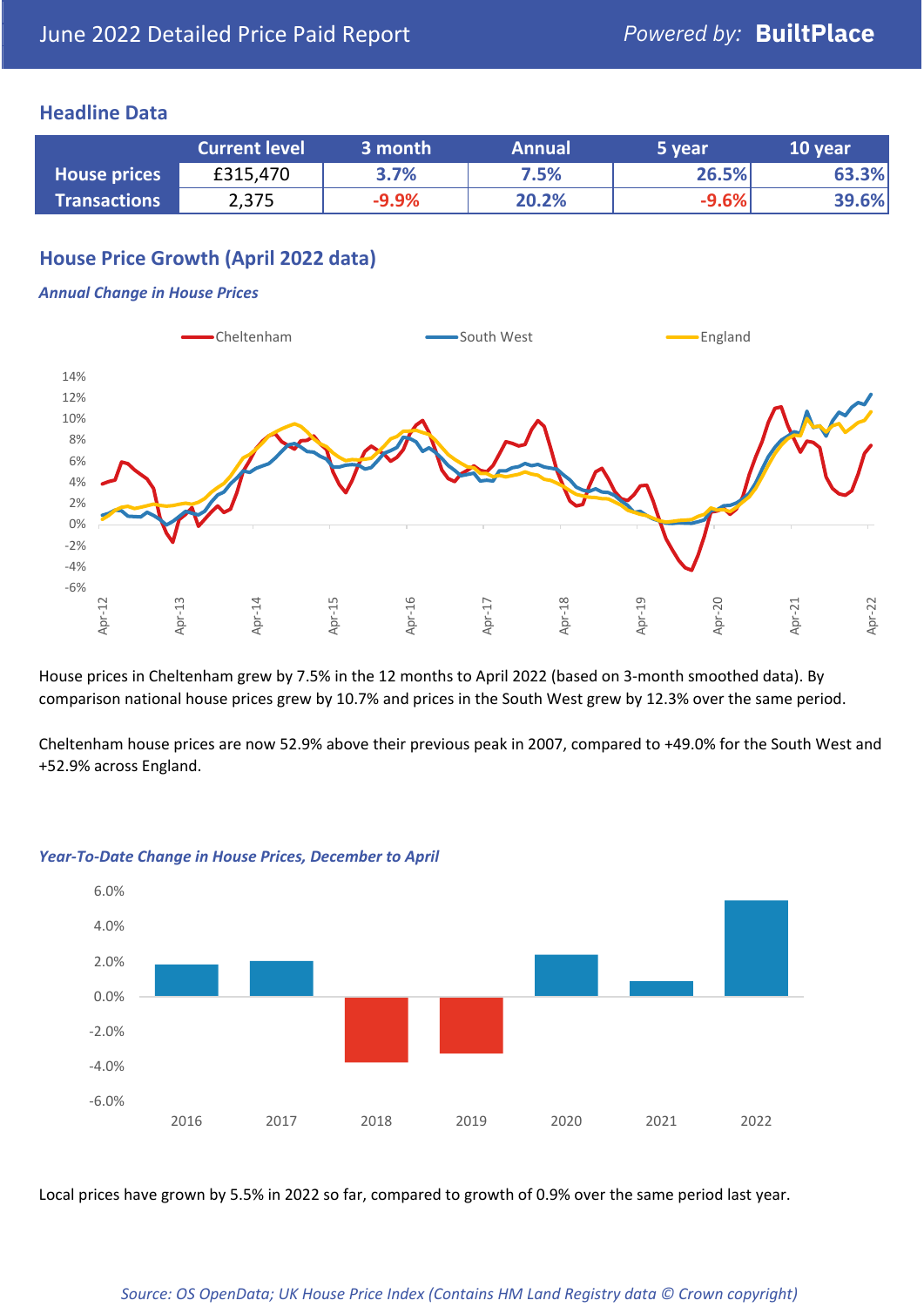# June 2022 Detailed Price Paid Report

Powered by: **BuiltPlace**

## Headline Data

| | Current level | 3 month | Annual | 5 year | 10 year |
|---|---|---|---|---|---|
| **House prices** | £315,470 | 3.7% | 7.5% | 26.5% | 63.3% |
| **Transactions** | 2,375 | -9.9% | 20.2% | -9.6% | 39.6% |

## House Price Growth (April 2022 data)

***Annual Change in House Prices***

House prices in Cheltenham grew by 7.5% in the 12 months to April 2022 (based on 3-month smoothed data). By comparison national house prices grew by 10.7% and prices in the South West grew by 12.3% over the same period.

Cheltenham house prices are now 52.9% above their previous peak in 2007, compared to +49.0% for the South West and +52.9% across England.

***Year-To-Date Change in House Prices, December to April***

Local prices have grown by 5.5% in 2022 so far, compared to growth of 0.9% over the same period last year.

*Source: OS OpenData; UK House Price Index (Contains HM Land Registry data © Crown copyright)*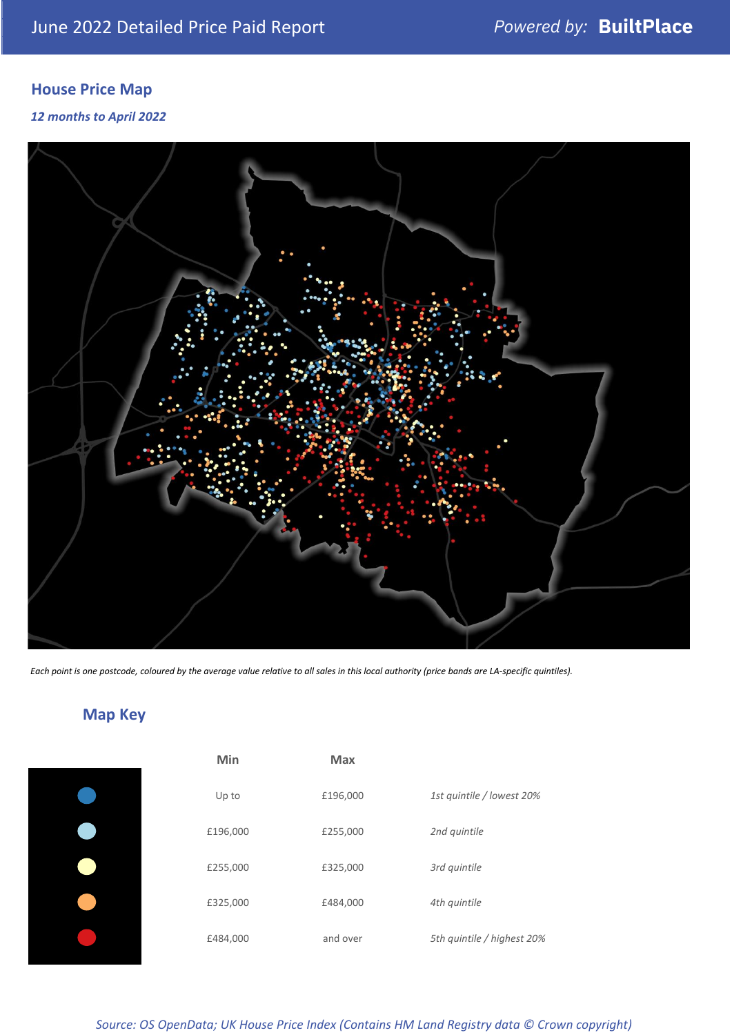## House Price Map

*12 months to April 2022*

*Each point is one postcode, coloured by the average value relative to all sales in this local authority (price bands are LA-specific quintiles).*

## Map Key

| | Min | Max | |
|---|---|---|---|
| ● (dark blue) | Up to | £196,000 | *1st quintile / lowest 20%* |
| ● (light blue) | £196,000 | £255,000 | *2nd quintile* |
| ● (light yellow) | £255,000 | £325,000 | *3rd quintile* |
| ● (orange) | £325,000 | £484,000 | *4th quintile* |
| ● (red) | £484,000 | and over | *5th quintile / highest 20%* |

*Source: OS OpenData; UK House Price Index (Contains HM Land Registry data © Crown copyright)*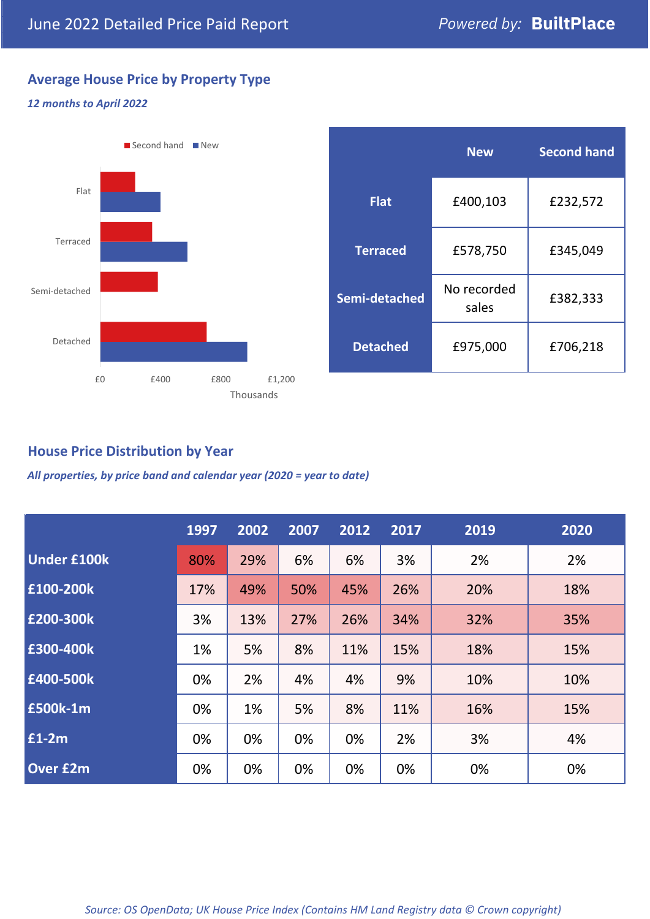# June 2022 Detailed Price Paid Report

*Powered by:* **BuiltPlace**

## Average House Price by Property Type

***12 months to April 2022***

|  | New | Second hand |
|---|---|---|
| **Flat** | £400,103 | £232,572 |
| **Terraced** | £578,750 | £345,049 |
| **Semi-detached** | No recorded sales | £382,333 |
| **Detached** | £975,000 | £706,218 |

## House Price Distribution by Year

***All properties, by price band and calendar year (2020 = year to date)***

|  | 1997 | 2002 | 2007 | 2012 | 2017 | 2019 | 2020 |
|---|---|---|---|---|---|---|---|
| **Under £100k** | 80% | 29% | 6% | 6% | 3% | 2% | 2% |
| **£100-200k** | 17% | 49% | 50% | 45% | 26% | 20% | 18% |
| **£200-300k** | 3% | 13% | 27% | 26% | 34% | 32% | 35% |
| **£300-400k** | 1% | 5% | 8% | 11% | 15% | 18% | 15% |
| **£400-500k** | 0% | 2% | 4% | 4% | 9% | 10% | 10% |
| **£500k-1m** | 0% | 1% | 5% | 8% | 11% | 16% | 15% |
| **£1-2m** | 0% | 0% | 0% | 0% | 2% | 3% | 4% |
| **Over £2m** | 0% | 0% | 0% | 0% | 0% | 0% | 0% |

*Source: OS OpenData; UK House Price Index (Contains HM Land Registry data © Crown copyright)*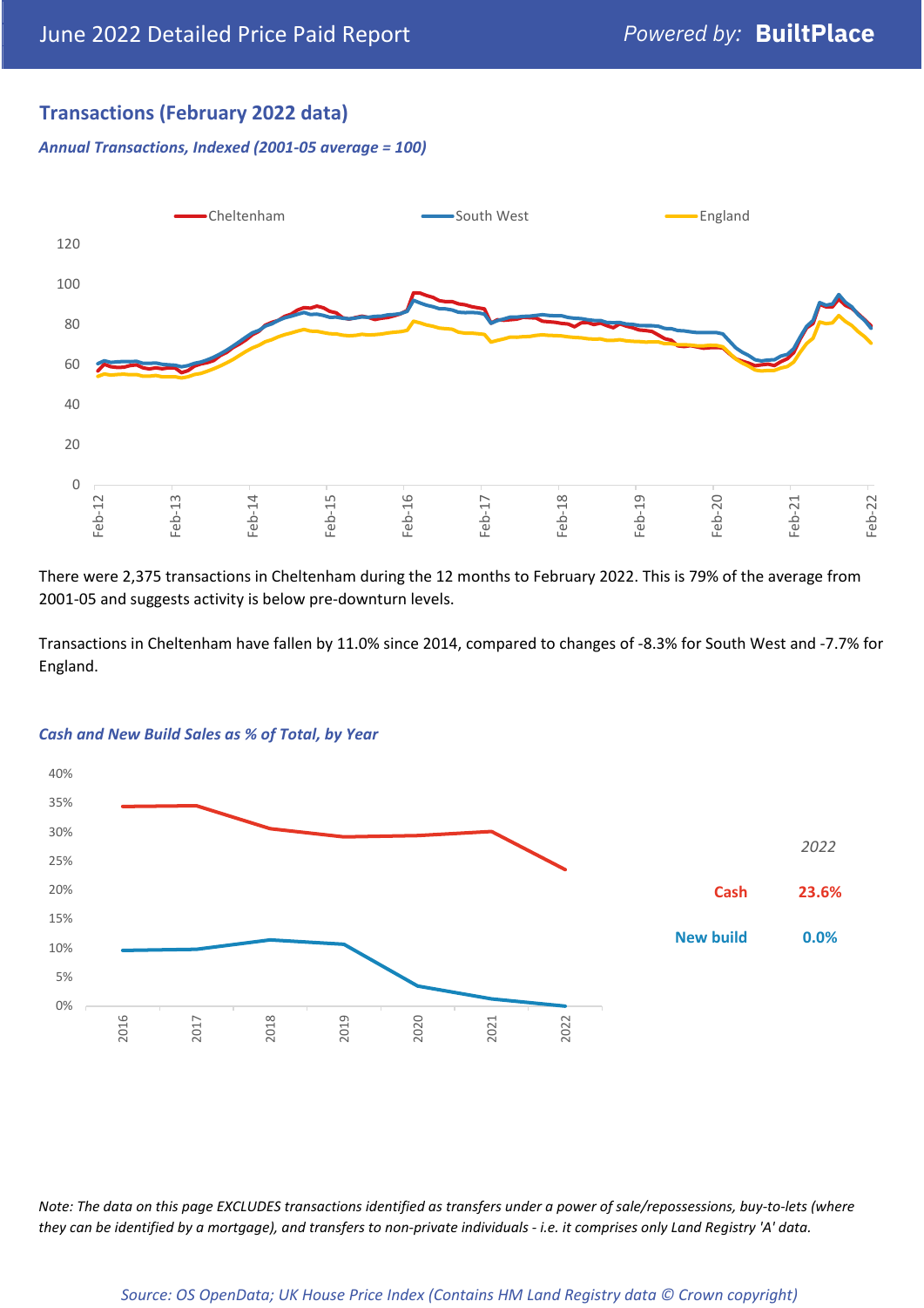June 2022 Detailed Price Paid Report

## Transactions (February 2022 data)

***Annual Transactions, Indexed (2001-05 average = 100)***

There were 2,375 transactions in Cheltenham during the 12 months to February 2022. This is 79% of the average from 2001-05 and suggests activity is below pre-downturn levels.

Transactions in Cheltenham have fallen by 11.0% since 2014, compared to changes of -8.3% for South West and -7.7% for England.

***Cash and New Build Sales as % of Total, by Year***

| 2022 | |
|---|---|
| Cash | 23.6% |
| New build | 0.0% |

*Note: The data on this page EXCLUDES transactions identified as transfers under a power of sale/repossessions, buy-to-lets (where they can be identified by a mortgage), and transfers to non-private individuals - i.e. it comprises only Land Registry 'A' data.*

*Source: OS OpenData; UK House Price Index (Contains HM Land Registry data © Crown copyright)*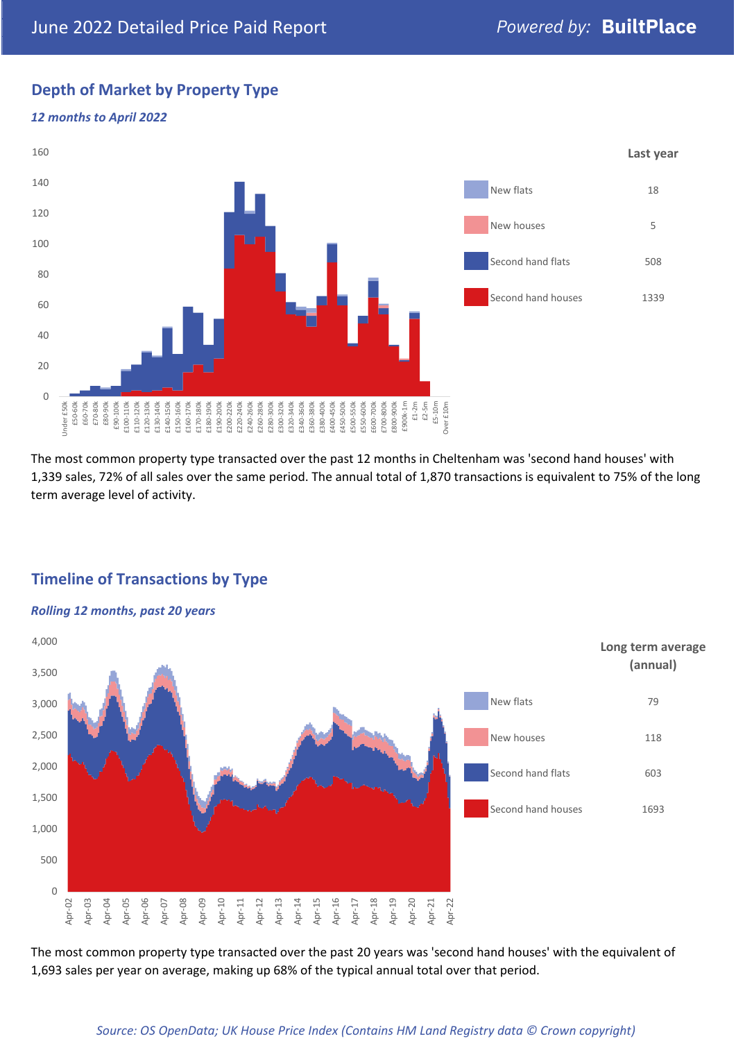June 2022 Detailed Price Paid Report

Powered by: **BuiltPlace**

## Depth of Market by Property Type

*12 months to April 2022*

160
140
120
100
80
60
40
20
0

Under £50k, £50-60k, £60-70k, £70-80k, £80-90k, £90-100k, £100-110k, £110-120k, £120-130k, £130-140k, £140-150k, £150-160k, £160-170k, £170-180k, £180-190k, £190-200k, £200-220k, £220-240k, £240-260k, £260-280k, £280-300k, £300-320k, £320-340k, £340-360k, £360-380k, £380-400k, £400-450k, £450-500k, £500-550k, £550-600k, £600-700k, £700-800k, £800-900k, £900k-1m, £1-2m, £2-5m, £5-10m, Over £10m

**Last year**

New flats 18

New houses 5

Second hand flats 508

Second hand houses 1339

The most common property type transacted over the past 12 months in Cheltenham was 'second hand houses' with 1,339 sales, 72% of all sales over the same period. The annual total of 1,870 transactions is equivalent to 75% of the long term average level of activity.

## Timeline of Transactions by Type

*Rolling 12 months, past 20 years*

4,000
3,500
3,000
2,500
2,000
1,500
1,000
500
0

Apr-02, Apr-03, Apr-04, Apr-05, Apr-06, Apr-07, Apr-08, Apr-09, Apr-10, Apr-11, Apr-12, Apr-13, Apr-14, Apr-15, Apr-16, Apr-17, Apr-18, Apr-19, Apr-20, Apr-21, Apr-22

**Long term average (annual)**

New flats 79

New houses 118

Second hand flats 603

Second hand houses 1693

The most common property type transacted over the past 20 years was 'second hand houses' with the equivalent of 1,693 sales per year on average, making up 68% of the typical annual total over that period.

*Source: OS OpenData; UK House Price Index (Contains HM Land Registry data © Crown copyright)*